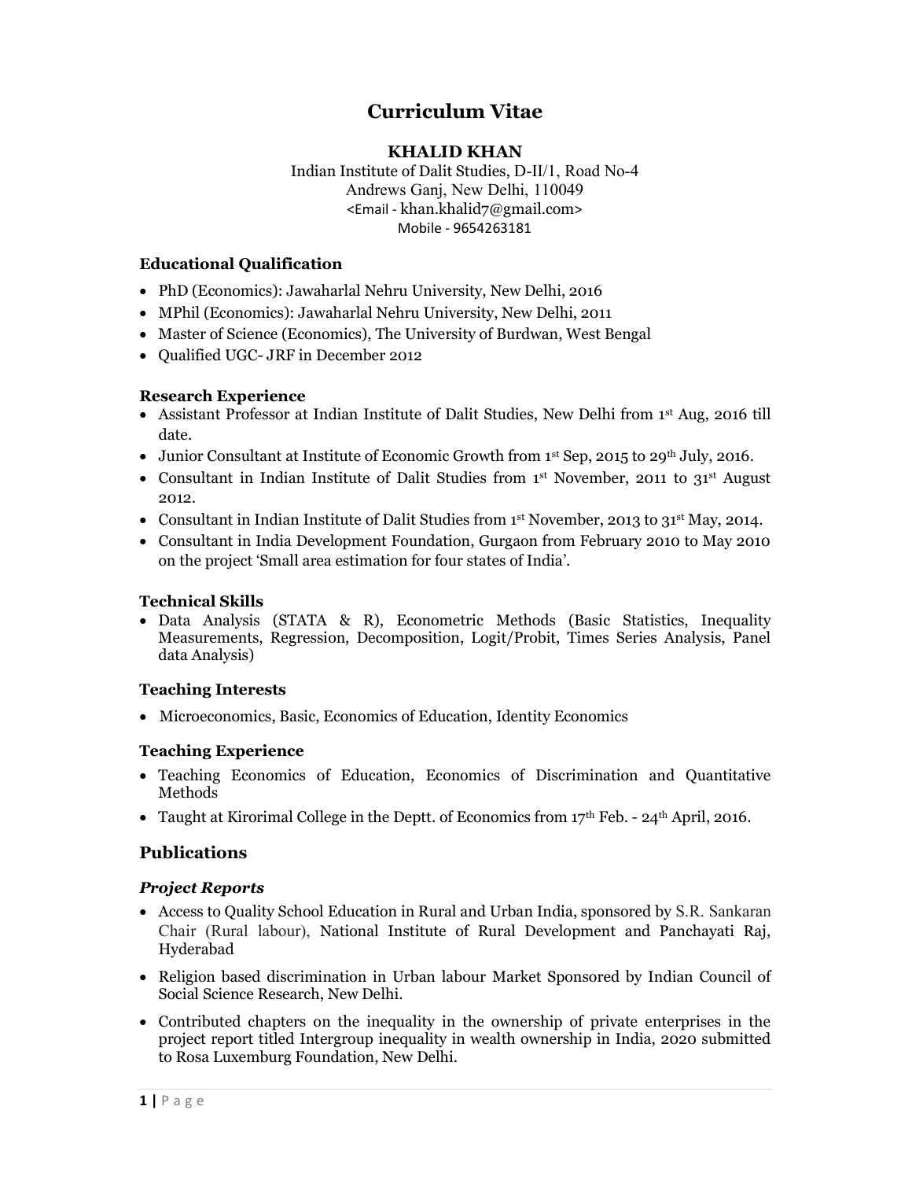# Curriculum Vitae

## KHALID KHAN

Indian Institute of Dalit Studies, D-II/1, Road No-4
Andrews Ganj, New Delhi, 110049
<Email - khan.khalid7@gmail.com>
Mobile - 9654263181

### Educational Qualification

- PhD (Economics): Jawaharlal Nehru University, New Delhi, 2016
- MPhil (Economics): Jawaharlal Nehru University, New Delhi, 2011
- Master of Science (Economics), The University of Burdwan, West Bengal
- Qualified UGC- JRF in December 2012

### Research Experience

- Assistant Professor at Indian Institute of Dalit Studies, New Delhi from 1st Aug, 2016 till date.
- Junior Consultant at Institute of Economic Growth from 1st Sep, 2015 to 29th July, 2016.
- Consultant in Indian Institute of Dalit Studies from 1st November, 2011 to 31st August 2012.
- Consultant in Indian Institute of Dalit Studies from 1st November, 2013 to 31st May, 2014.
- Consultant in India Development Foundation, Gurgaon from February 2010 to May 2010 on the project 'Small area estimation for four states of India'.

### Technical Skills

- Data Analysis (STATA & R), Econometric Methods (Basic Statistics, Inequality Measurements, Regression, Decomposition, Logit/Probit, Times Series Analysis, Panel data Analysis)

### Teaching Interests

- Microeconomics, Basic, Economics of Education, Identity Economics

### Teaching Experience

- Teaching Economics of Education, Economics of Discrimination and Quantitative Methods
- Taught at Kirorimal College in the Deptt. of Economics from 17th Feb. - 24th April, 2016.

## Publications

### *Project Reports*

- Access to Quality School Education in Rural and Urban India, sponsored by S.R. Sankaran Chair (Rural labour), National Institute of Rural Development and Panchayati Raj, Hyderabad
- Religion based discrimination in Urban labour Market Sponsored by Indian Council of Social Science Research, New Delhi.
- Contributed chapters on the inequality in the ownership of private enterprises in the project report titled Intergroup inequality in wealth ownership in India, 2020 submitted to Rosa Luxemburg Foundation, New Delhi.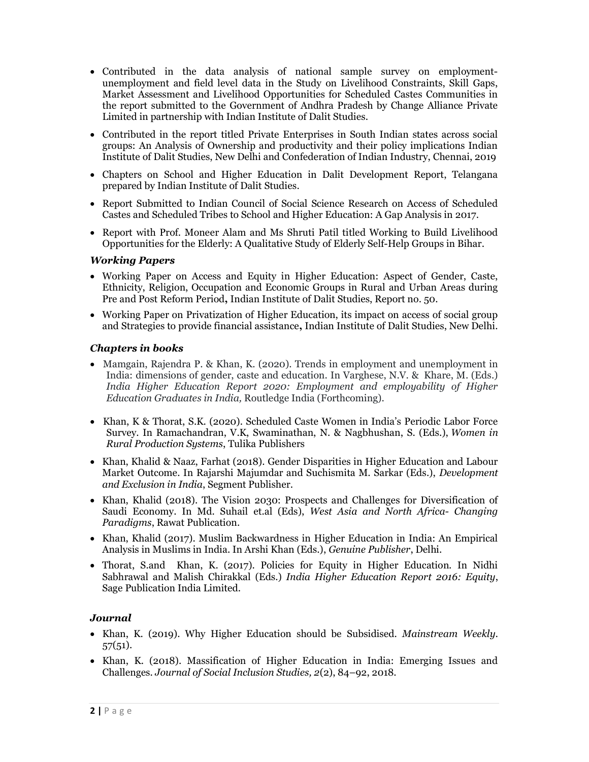- Contributed in the data analysis of national sample survey on employment-unemployment and field level data in the Study on Livelihood Constraints, Skill Gaps, Market Assessment and Livelihood Opportunities for Scheduled Castes Communities in the report submitted to the Government of Andhra Pradesh by Change Alliance Private Limited in partnership with Indian Institute of Dalit Studies.
- Contributed in the report titled Private Enterprises in South Indian states across social groups: An Analysis of Ownership and productivity and their policy implications Indian Institute of Dalit Studies, New Delhi and Confederation of Indian Industry, Chennai, 2019
- Chapters on School and Higher Education in Dalit Development Report, Telangana prepared by Indian Institute of Dalit Studies.
- Report Submitted to Indian Council of Social Science Research on Access of Scheduled Castes and Scheduled Tribes to School and Higher Education: A Gap Analysis in 2017.
- Report with Prof. Moneer Alam and Ms Shruti Patil titled Working to Build Livelihood Opportunities for the Elderly: A Qualitative Study of Elderly Self-Help Groups in Bihar.

### *Working Papers*

- Working Paper on Access and Equity in Higher Education: Aspect of Gender, Caste, Ethnicity, Religion, Occupation and Economic Groups in Rural and Urban Areas during Pre and Post Reform Period**,** Indian Institute of Dalit Studies, Report no. 50.
- Working Paper on Privatization of Higher Education, its impact on access of social group and Strategies to provide financial assistance**,** Indian Institute of Dalit Studies, New Delhi.

### *Chapters in books*

- Mamgain, Rajendra P. & Khan, K. (2020). Trends in employment and unemployment in India: dimensions of gender, caste and education. In Varghese, N.V. & Khare, M. (Eds.) *India Higher Education Report 2020: Employment and employability of Higher Education Graduates in India,* Routledge India (Forthcoming).
- Khan, K & Thorat, S.K. (2020). Scheduled Caste Women in India's Periodic Labor Force Survey. In Ramachandran, V.K, Swaminathan, N. & Nagbhushan, S. (Eds.), *Women in Rural Production Systems*, Tulika Publishers
- Khan, Khalid & Naaz, Farhat (2018). Gender Disparities in Higher Education and Labour Market Outcome. In Rajarshi Majumdar and Suchismita M. Sarkar (Eds.), *Development and Exclusion in India*, Segment Publisher.
- Khan, Khalid (2018). The Vision 2030: Prospects and Challenges for Diversification of Saudi Economy. In Md. Suhail et.al (Eds), *West Asia and North Africa- Changing Paradigms*, Rawat Publication.
- Khan, Khalid (2017). Muslim Backwardness in Higher Education in India: An Empirical Analysis in Muslims in India. In Arshi Khan (Eds.), *Genuine Publisher*, Delhi.
- Thorat, S.and Khan, K. (2017). Policies for Equity in Higher Education. In Nidhi Sabhrawal and Malish Chirakkal (Eds.) *India Higher Education Report 2016: Equity*, Sage Publication India Limited.

### *Journal*

- Khan, K. (2019). Why Higher Education should be Subsidised. *Mainstream Weekly.* 57(51).
- Khan, K. (2018). Massification of Higher Education in India: Emerging Issues and Challenges. *Journal of Social Inclusion Studies, 2*(2), 84–92, 2018.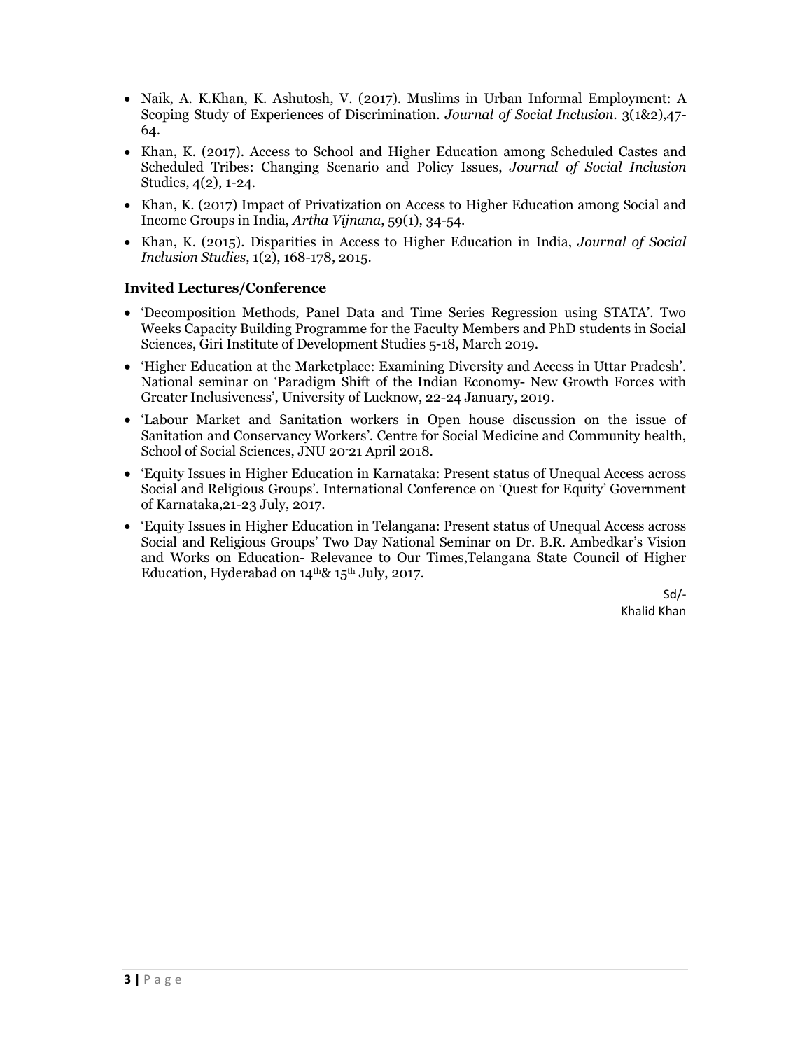- Naik, A. K.Khan, K. Ashutosh, V. (2017). Muslims in Urban Informal Employment: A Scoping Study of Experiences of Discrimination. *Journal of Social Inclusion*. 3(1&2),47-64.
- Khan, K. (2017). Access to School and Higher Education among Scheduled Castes and Scheduled Tribes: Changing Scenario and Policy Issues, *Journal of Social Inclusion* Studies, 4(2), 1-24.
- Khan, K. (2017) Impact of Privatization on Access to Higher Education among Social and Income Groups in India, *Artha Vijnana*, 59(1), 34-54.
- Khan, K. (2015). Disparities in Access to Higher Education in India, *Journal of Social Inclusion Studies*, 1(2), 168-178, 2015.

**Invited Lectures/Conference**

- 'Decomposition Methods, Panel Data and Time Series Regression using STATA'. Two Weeks Capacity Building Programme for the Faculty Members and PhD students in Social Sciences, Giri Institute of Development Studies 5-18, March 2019.
- 'Higher Education at the Marketplace: Examining Diversity and Access in Uttar Pradesh'. National seminar on 'Paradigm Shift of the Indian Economy- New Growth Forces with Greater Inclusiveness', University of Lucknow, 22-24 January, 2019.
- 'Labour Market and Sanitation workers in Open house discussion on the issue of Sanitation and Conservancy Workers'. Centre for Social Medicine and Community health, School of Social Sciences, JNU 20-21 April 2018.
- 'Equity Issues in Higher Education in Karnataka: Present status of Unequal Access across Social and Religious Groups'. International Conference on 'Quest for Equity' Government of Karnataka,21-23 July, 2017.
- 'Equity Issues in Higher Education in Telangana: Present status of Unequal Access across Social and Religious Groups' Two Day National Seminar on Dr. B.R. Ambedkar's Vision and Works on Education- Relevance to Our Times,Telangana State Council of Higher Education, Hyderabad on 14th& 15th July, 2017.

Sd/-
Khalid Khan